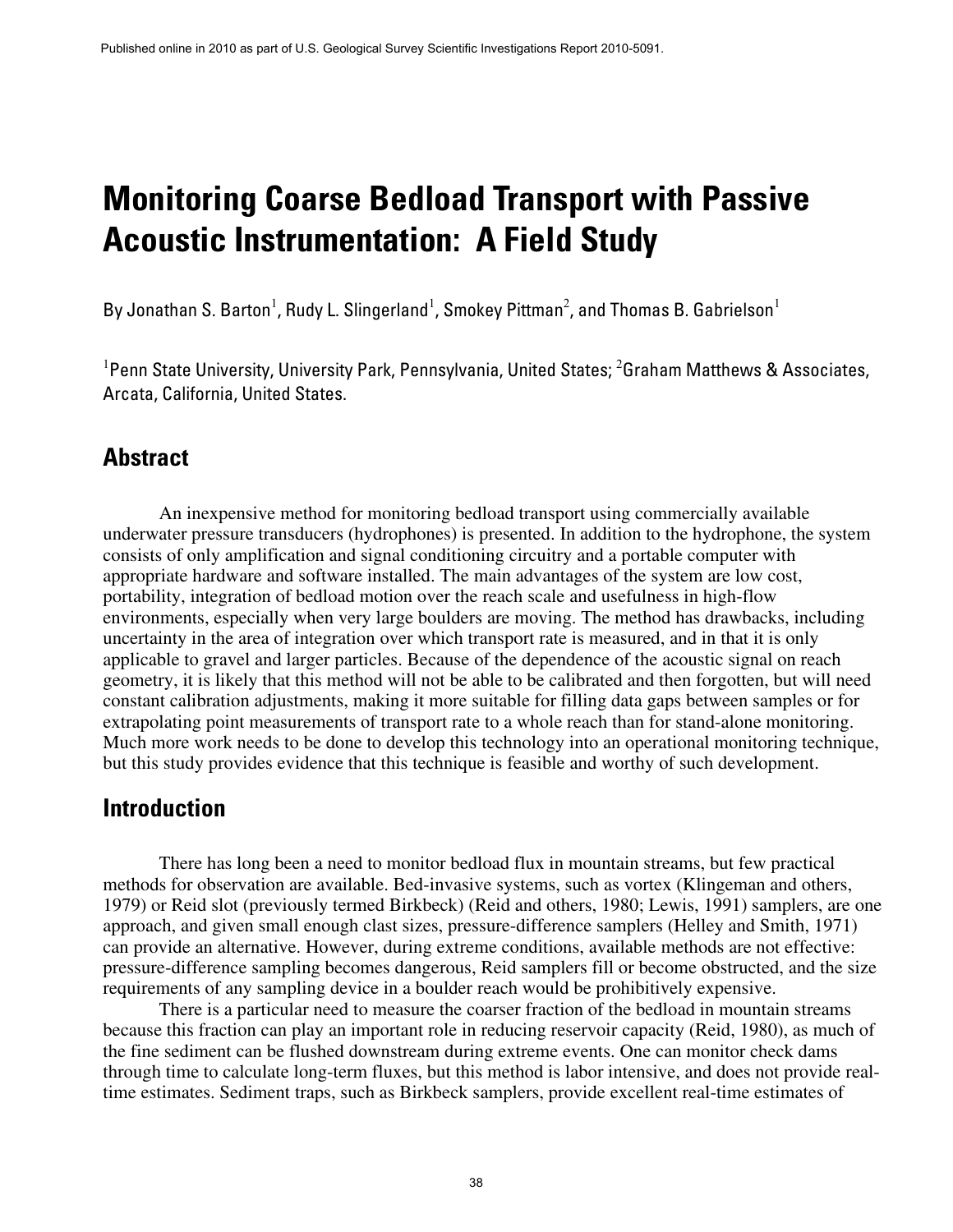Published online in 2010 as part of U.S. Geological Survey Scientific Investigations Report 2010-5091.

# Monitoring Coarse Bedload Transport with Passive Acoustic Instrumentation: A Field Study

By Jonathan S. Barton[1], Rudy L. Slingerland[1], Smokey Pittman[2], and Thomas B. Gabrielson[1]

[1]Penn State University, University Park, Pennsylvania, United States; [2]Graham Matthews & Associates, Arcata, California, United States.

## Abstract

An inexpensive method for monitoring bedload transport using commercially available underwater pressure transducers (hydrophones) is presented. In addition to the hydrophone, the system consists of only amplification and signal conditioning circuitry and a portable computer with appropriate hardware and software installed. The main advantages of the system are low cost, portability, integration of bedload motion over the reach scale and usefulness in high-flow environments, especially when very large boulders are moving. The method has drawbacks, including uncertainty in the area of integration over which transport rate is measured, and in that it is only applicable to gravel and larger particles. Because of the dependence of the acoustic signal on reach geometry, it is likely that this method will not be able to be calibrated and then forgotten, but will need constant calibration adjustments, making it more suitable for filling data gaps between samples or for extrapolating point measurements of transport rate to a whole reach than for stand-alone monitoring. Much more work needs to be done to develop this technology into an operational monitoring technique, but this study provides evidence that this technique is feasible and worthy of such development.

## Introduction

There has long been a need to monitor bedload flux in mountain streams, but few practical methods for observation are available. Bed-invasive systems, such as vortex (Klingeman and others, 1979) or Reid slot (previously termed Birkbeck) (Reid and others, 1980; Lewis, 1991) samplers, are one approach, and given small enough clast sizes, pressure-difference samplers (Helley and Smith, 1971) can provide an alternative. However, during extreme conditions, available methods are not effective: pressure-difference sampling becomes dangerous, Reid samplers fill or become obstructed, and the size requirements of any sampling device in a boulder reach would be prohibitively expensive.

There is a particular need to measure the coarser fraction of the bedload in mountain streams because this fraction can play an important role in reducing reservoir capacity (Reid, 1980), as much of the fine sediment can be flushed downstream during extreme events. One can monitor check dams through time to calculate long-term fluxes, but this method is labor intensive, and does not provide real-time estimates. Sediment traps, such as Birkbeck samplers, provide excellent real-time estimates of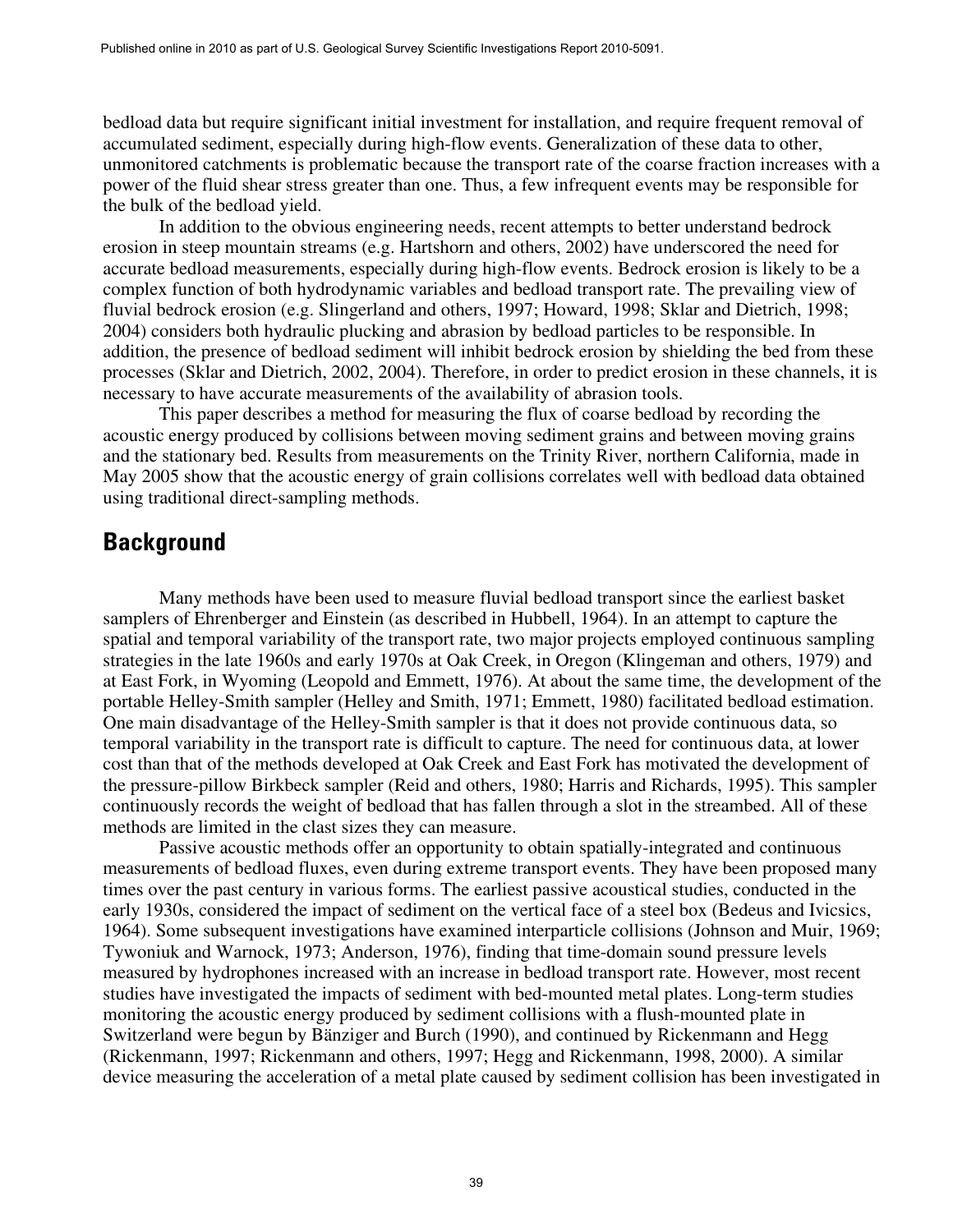bedload data but require significant initial investment for installation, and require frequent removal of accumulated sediment, especially during high-flow events. Generalization of these data to other, unmonitored catchments is problematic because the transport rate of the coarse fraction increases with a power of the fluid shear stress greater than one. Thus, a few infrequent events may be responsible for the bulk of the bedload yield.

In addition to the obvious engineering needs, recent attempts to better understand bedrock erosion in steep mountain streams (e.g. Hartshorn and others, 2002) have underscored the need for accurate bedload measurements, especially during high-flow events. Bedrock erosion is likely to be a complex function of both hydrodynamic variables and bedload transport rate. The prevailing view of fluvial bedrock erosion (e.g. Slingerland and others, 1997; Howard, 1998; Sklar and Dietrich, 1998; 2004) considers both hydraulic plucking and abrasion by bedload particles to be responsible. In addition, the presence of bedload sediment will inhibit bedrock erosion by shielding the bed from these processes (Sklar and Dietrich, 2002, 2004). Therefore, in order to predict erosion in these channels, it is necessary to have accurate measurements of the availability of abrasion tools.

This paper describes a method for measuring the flux of coarse bedload by recording the acoustic energy produced by collisions between moving sediment grains and between moving grains and the stationary bed. Results from measurements on the Trinity River, northern California, made in May 2005 show that the acoustic energy of grain collisions correlates well with bedload data obtained using traditional direct-sampling methods.

## Background

Many methods have been used to measure fluvial bedload transport since the earliest basket samplers of Ehrenberger and Einstein (as described in Hubbell, 1964). In an attempt to capture the spatial and temporal variability of the transport rate, two major projects employed continuous sampling strategies in the late 1960s and early 1970s at Oak Creek, in Oregon (Klingeman and others, 1979) and at East Fork, in Wyoming (Leopold and Emmett, 1976). At about the same time, the development of the portable Helley-Smith sampler (Helley and Smith, 1971; Emmett, 1980) facilitated bedload estimation. One main disadvantage of the Helley-Smith sampler is that it does not provide continuous data, so temporal variability in the transport rate is difficult to capture. The need for continuous data, at lower cost than that of the methods developed at Oak Creek and East Fork has motivated the development of the pressure-pillow Birkbeck sampler (Reid and others, 1980; Harris and Richards, 1995). This sampler continuously records the weight of bedload that has fallen through a slot in the streambed. All of these methods are limited in the clast sizes they can measure.

Passive acoustic methods offer an opportunity to obtain spatially-integrated and continuous measurements of bedload fluxes, even during extreme transport events. They have been proposed many times over the past century in various forms. The earliest passive acoustical studies, conducted in the early 1930s, considered the impact of sediment on the vertical face of a steel box (Bedeus and Ivicsics, 1964). Some subsequent investigations have examined interparticle collisions (Johnson and Muir, 1969; Tywoniuk and Warnock, 1973; Anderson, 1976), finding that time-domain sound pressure levels measured by hydrophones increased with an increase in bedload transport rate. However, most recent studies have investigated the impacts of sediment with bed-mounted metal plates. Long-term studies monitoring the acoustic energy produced by sediment collisions with a flush-mounted plate in Switzerland were begun by Bänziger and Burch (1990), and continued by Rickenmann and Hegg (Rickenmann, 1997; Rickenmann and others, 1997; Hegg and Rickenmann, 1998, 2000). A similar device measuring the acceleration of a metal plate caused by sediment collision has been investigated in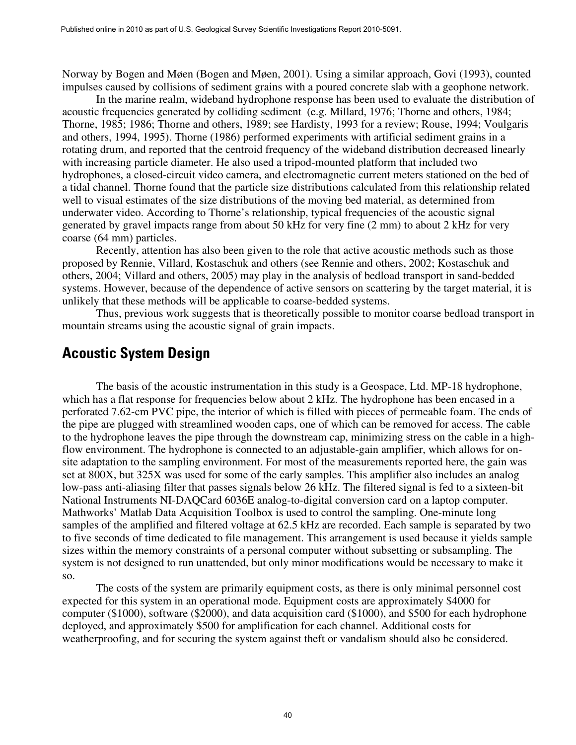Norway by Bogen and Møen (Bogen and Møen, 2001). Using a similar approach, Govi (1993), counted impulses caused by collisions of sediment grains with a poured concrete slab with a geophone network.

In the marine realm, wideband hydrophone response has been used to evaluate the distribution of acoustic frequencies generated by colliding sediment (e.g. Millard, 1976; Thorne and others, 1984; Thorne, 1985; 1986; Thorne and others, 1989; see Hardisty, 1993 for a review; Rouse, 1994; Voulgaris and others, 1994, 1995). Thorne (1986) performed experiments with artificial sediment grains in a rotating drum, and reported that the centroid frequency of the wideband distribution decreased linearly with increasing particle diameter. He also used a tripod-mounted platform that included two hydrophones, a closed-circuit video camera, and electromagnetic current meters stationed on the bed of a tidal channel. Thorne found that the particle size distributions calculated from this relationship related well to visual estimates of the size distributions of the moving bed material, as determined from underwater video. According to Thorne's relationship, typical frequencies of the acoustic signal generated by gravel impacts range from about 50 kHz for very fine (2 mm) to about 2 kHz for very coarse (64 mm) particles.

Recently, attention has also been given to the role that active acoustic methods such as those proposed by Rennie, Villard, Kostaschuk and others (see Rennie and others, 2002; Kostaschuk and others, 2004; Villard and others, 2005) may play in the analysis of bedload transport in sand-bedded systems. However, because of the dependence of active sensors on scattering by the target material, it is unlikely that these methods will be applicable to coarse-bedded systems.

Thus, previous work suggests that is theoretically possible to monitor coarse bedload transport in mountain streams using the acoustic signal of grain impacts.

## Acoustic System Design

The basis of the acoustic instrumentation in this study is a Geospace, Ltd. MP-18 hydrophone, which has a flat response for frequencies below about 2 kHz. The hydrophone has been encased in a perforated 7.62-cm PVC pipe, the interior of which is filled with pieces of permeable foam. The ends of the pipe are plugged with streamlined wooden caps, one of which can be removed for access. The cable to the hydrophone leaves the pipe through the downstream cap, minimizing stress on the cable in a high-flow environment. The hydrophone is connected to an adjustable-gain amplifier, which allows for on-site adaptation to the sampling environment. For most of the measurements reported here, the gain was set at 800X, but 325X was used for some of the early samples. This amplifier also includes an analog low-pass anti-aliasing filter that passes signals below 26 kHz. The filtered signal is fed to a sixteen-bit National Instruments NI-DAQCard 6036E analog-to-digital conversion card on a laptop computer. Mathworks' Matlab Data Acquisition Toolbox is used to control the sampling. One-minute long samples of the amplified and filtered voltage at 62.5 kHz are recorded. Each sample is separated by two to five seconds of time dedicated to file management. This arrangement is used because it yields sample sizes within the memory constraints of a personal computer without subsetting or subsampling. The system is not designed to run unattended, but only minor modifications would be necessary to make it so.

The costs of the system are primarily equipment costs, as there is only minimal personnel cost expected for this system in an operational mode. Equipment costs are approximately $4000 for computer ($1000), software ($2000), and data acquisition card ($1000), and $500 for each hydrophone deployed, and approximately $500 for amplification for each channel. Additional costs for weatherproofing, and for securing the system against theft or vandalism should also be considered.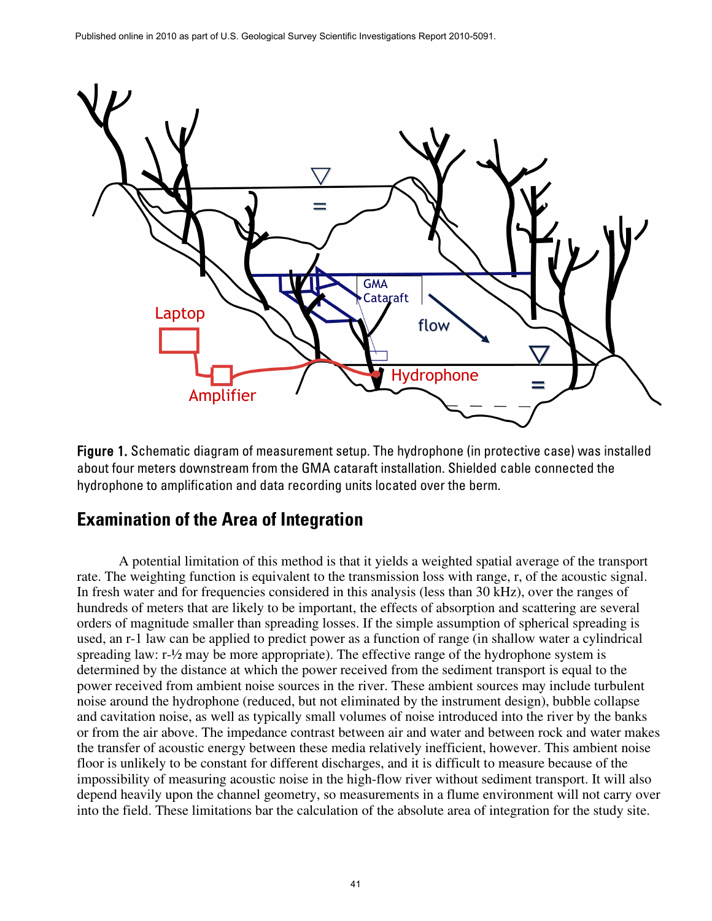**Figure 1.** Schematic diagram of measurement setup. The hydrophone (in protective case) was installed about four meters downstream from the GMA cataraft installation. Shielded cable connected the hydrophone to amplification and data recording units located over the berm.

## Examination of the Area of Integration

A potential limitation of this method is that it yields a weighted spatial average of the transport rate. The weighting function is equivalent to the transmission loss with range, r, of the acoustic signal. In fresh water and for frequencies considered in this analysis (less than 30 kHz), over the ranges of hundreds of meters that are likely to be important, the effects of absorption and scattering are several orders of magnitude smaller than spreading losses. If the simple assumption of spherical spreading is used, an $r^{-1}$ law can be applied to predict power as a function of range (in shallow water a cylindrical spreading law: $r^{-½}$ may be more appropriate). The effective range of the hydrophone system is determined by the distance at which the power received from the sediment transport is equal to the power received from ambient noise sources in the river. These ambient sources may include turbulent noise around the hydrophone (reduced, but not eliminated by the instrument design), bubble collapse and cavitation noise, as well as typically small volumes of noise introduced into the river by the banks or from the air above. The impedance contrast between air and water and between rock and water makes the transfer of acoustic energy between these media relatively inefficient, however. This ambient noise floor is unlikely to be constant for different discharges, and it is difficult to measure because of the impossibility of measuring acoustic noise in the high-flow river without sediment transport. It will also depend heavily upon the channel geometry, so measurements in a flume environment will not carry over into the field. These limitations bar the calculation of the absolute area of integration for the study site.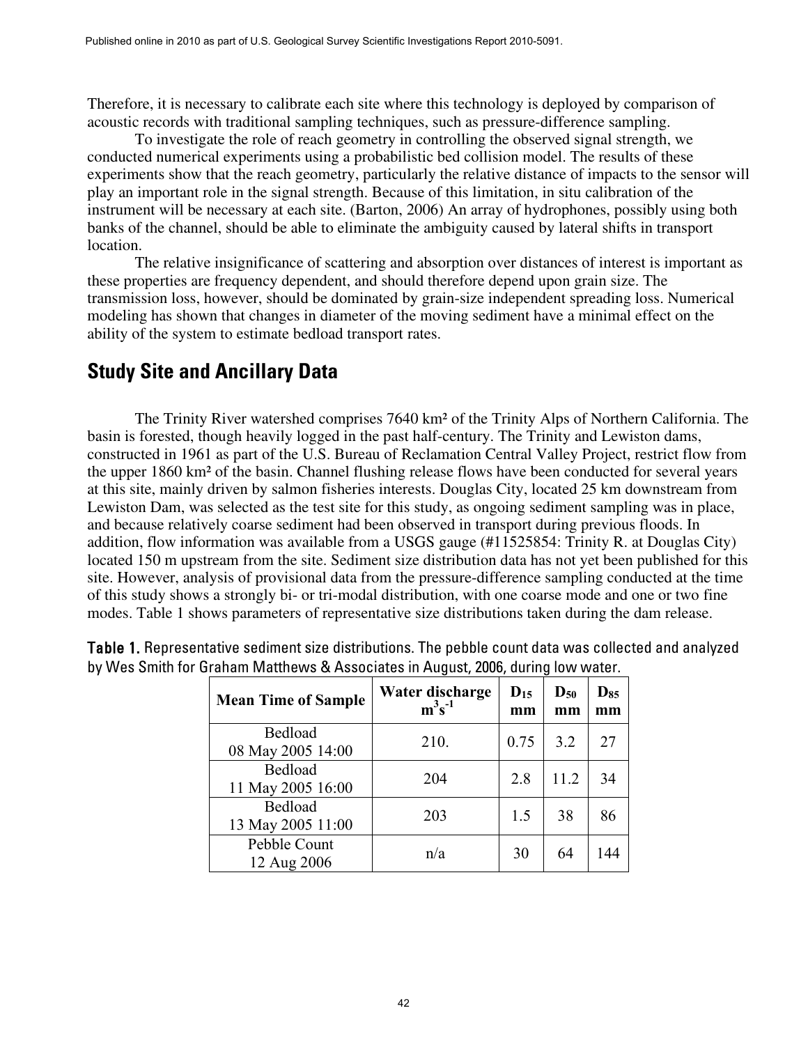Therefore, it is necessary to calibrate each site where this technology is deployed by comparison of acoustic records with traditional sampling techniques, such as pressure-difference sampling.

To investigate the role of reach geometry in controlling the observed signal strength, we conducted numerical experiments using a probabilistic bed collision model. The results of these experiments show that the reach geometry, particularly the relative distance of impacts to the sensor will play an important role in the signal strength. Because of this limitation, in situ calibration of the instrument will be necessary at each site. (Barton, 2006) An array of hydrophones, possibly using both banks of the channel, should be able to eliminate the ambiguity caused by lateral shifts in transport location.

The relative insignificance of scattering and absorption over distances of interest is important as these properties are frequency dependent, and should therefore depend upon grain size. The transmission loss, however, should be dominated by grain-size independent spreading loss. Numerical modeling has shown that changes in diameter of the moving sediment have a minimal effect on the ability of the system to estimate bedload transport rates.

## Study Site and Ancillary Data

The Trinity River watershed comprises 7640 km² of the Trinity Alps of Northern California. The basin is forested, though heavily logged in the past half-century. The Trinity and Lewiston dams, constructed in 1961 as part of the U.S. Bureau of Reclamation Central Valley Project, restrict flow from the upper 1860 km² of the basin. Channel flushing release flows have been conducted for several years at this site, mainly driven by salmon fisheries interests. Douglas City, located 25 km downstream from Lewiston Dam, was selected as the test site for this study, as ongoing sediment sampling was in place, and because relatively coarse sediment had been observed in transport during previous floods. In addition, flow information was available from a USGS gauge (#11525854: Trinity R. at Douglas City) located 150 m upstream from the site. Sediment size distribution data has not yet been published for this site. However, analysis of provisional data from the pressure-difference sampling conducted at the time of this study shows a strongly bi- or tri-modal distribution, with one coarse mode and one or two fine modes. Table 1 shows parameters of representative size distributions taken during the dam release.

**Table 1.** Representative sediment size distributions. The pebble count data was collected and analyzed by Wes Smith for Graham Matthews & Associates in August, 2006, during low water.

| Mean Time of Sample | Water discharge $m^3s^{-1}$ | $D_{15}$ mm | $D_{50}$ mm | $D_{85}$ mm |
|---|---|---|---|---|
| Bedload 08 May 2005 14:00 | 210. | 0.75 | 3.2 | 27 |
| Bedload 11 May 2005 16:00 | 204 | 2.8 | 11.2 | 34 |
| Bedload 13 May 2005 11:00 | 203 | 1.5 | 38 | 86 |
| Pebble Count 12 Aug 2006 | n/a | 30 | 64 | 144 |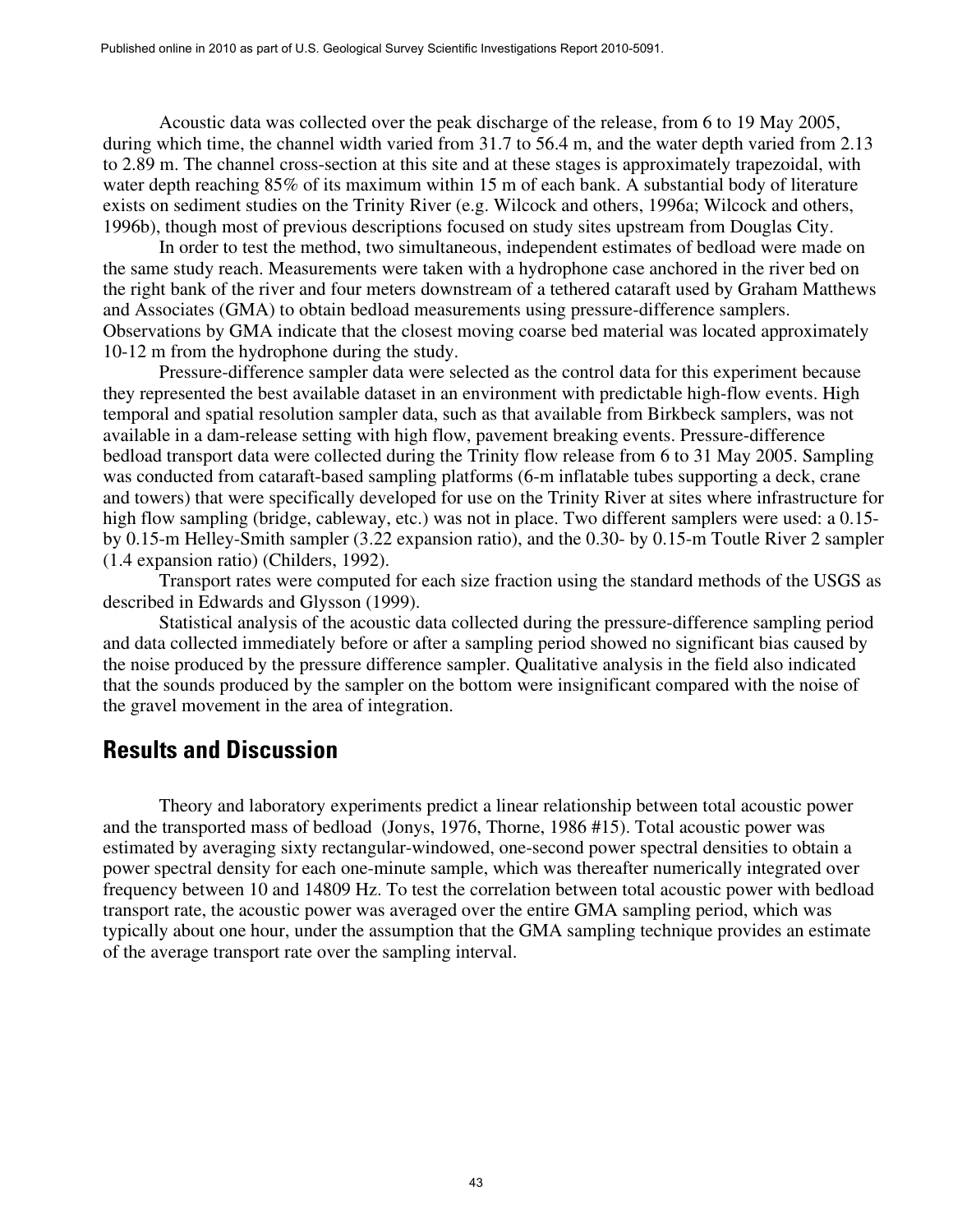Acoustic data was collected over the peak discharge of the release, from 6 to 19 May 2005, during which time, the channel width varied from 31.7 to 56.4 m, and the water depth varied from 2.13 to 2.89 m. The channel cross-section at this site and at these stages is approximately trapezoidal, with water depth reaching 85% of its maximum within 15 m of each bank. A substantial body of literature exists on sediment studies on the Trinity River (e.g. Wilcock and others, 1996a; Wilcock and others, 1996b), though most of previous descriptions focused on study sites upstream from Douglas City.

In order to test the method, two simultaneous, independent estimates of bedload were made on the same study reach. Measurements were taken with a hydrophone case anchored in the river bed on the right bank of the river and four meters downstream of a tethered cataraft used by Graham Matthews and Associates (GMA) to obtain bedload measurements using pressure-difference samplers. Observations by GMA indicate that the closest moving coarse bed material was located approximately 10-12 m from the hydrophone during the study.

Pressure-difference sampler data were selected as the control data for this experiment because they represented the best available dataset in an environment with predictable high-flow events. High temporal and spatial resolution sampler data, such as that available from Birkbeck samplers, was not available in a dam-release setting with high flow, pavement breaking events. Pressure-difference bedload transport data were collected during the Trinity flow release from 6 to 31 May 2005. Sampling was conducted from cataraft-based sampling platforms (6-m inflatable tubes supporting a deck, crane and towers) that were specifically developed for use on the Trinity River at sites where infrastructure for high flow sampling (bridge, cableway, etc.) was not in place. Two different samplers were used: a 0.15- by 0.15-m Helley-Smith sampler (3.22 expansion ratio), and the 0.30- by 0.15-m Toutle River 2 sampler (1.4 expansion ratio) (Childers, 1992).

Transport rates were computed for each size fraction using the standard methods of the USGS as described in Edwards and Glysson (1999).

Statistical analysis of the acoustic data collected during the pressure-difference sampling period and data collected immediately before or after a sampling period showed no significant bias caused by the noise produced by the pressure difference sampler. Qualitative analysis in the field also indicated that the sounds produced by the sampler on the bottom were insignificant compared with the noise of the gravel movement in the area of integration.

## Results and Discussion

Theory and laboratory experiments predict a linear relationship between total acoustic power and the transported mass of bedload (Jonys, 1976, Thorne, 1986 #15). Total acoustic power was estimated by averaging sixty rectangular-windowed, one-second power spectral densities to obtain a power spectral density for each one-minute sample, which was thereafter numerically integrated over frequency between 10 and 14809 Hz. To test the correlation between total acoustic power with bedload transport rate, the acoustic power was averaged over the entire GMA sampling period, which was typically about one hour, under the assumption that the GMA sampling technique provides an estimate of the average transport rate over the sampling interval.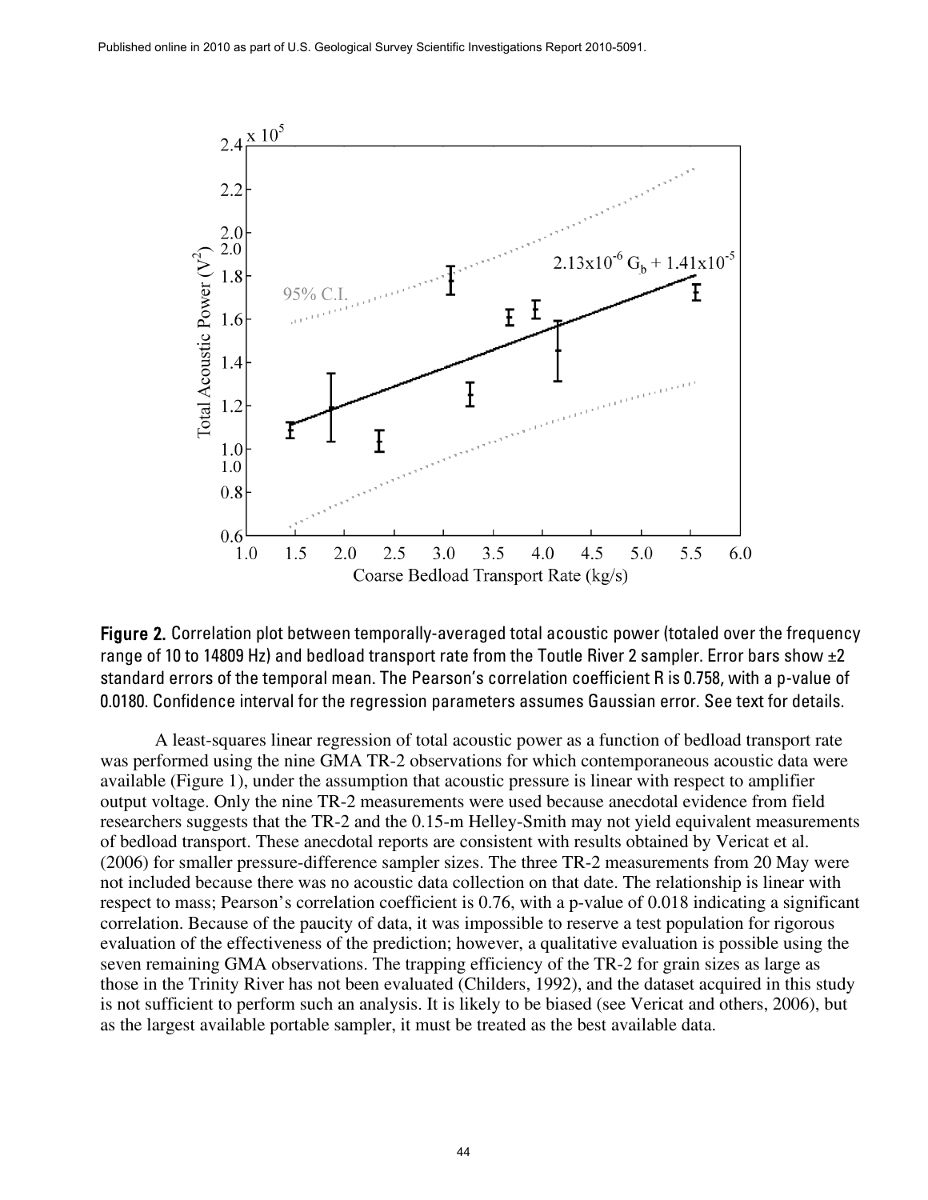**Figure 2.** Correlation plot between temporally-averaged total acoustic power (totaled over the frequency range of 10 to 14809 Hz) and bedload transport rate from the Toutle River 2 sampler. Error bars show ±2 standard errors of the temporal mean. The Pearson's correlation coefficient R is 0.758, with a p-value of 0.0180. Confidence interval for the regression parameters assumes Gaussian error. See text for details.

A least-squares linear regression of total acoustic power as a function of bedload transport rate was performed using the nine GMA TR-2 observations for which contemporaneous acoustic data were available (Figure 1), under the assumption that acoustic pressure is linear with respect to amplifier output voltage. Only the nine TR-2 measurements were used because anecdotal evidence from field researchers suggests that the TR-2 and the 0.15-m Helley-Smith may not yield equivalent measurements of bedload transport. These anecdotal reports are consistent with results obtained by Vericat et al. (2006) for smaller pressure-difference sampler sizes. The three TR-2 measurements from 20 May were not included because there was no acoustic data collection on that date. The relationship is linear with respect to mass; Pearson's correlation coefficient is 0.76, with a p-value of 0.018 indicating a significant correlation. Because of the paucity of data, it was impossible to reserve a test population for rigorous evaluation of the effectiveness of the prediction; however, a qualitative evaluation is possible using the seven remaining GMA observations. The trapping efficiency of the TR-2 for grain sizes as large as those in the Trinity River has not been evaluated (Childers, 1992), and the dataset acquired in this study is not sufficient to perform such an analysis. It is likely to be biased (see Vericat and others, 2006), but as the largest available portable sampler, it must be treated as the best available data.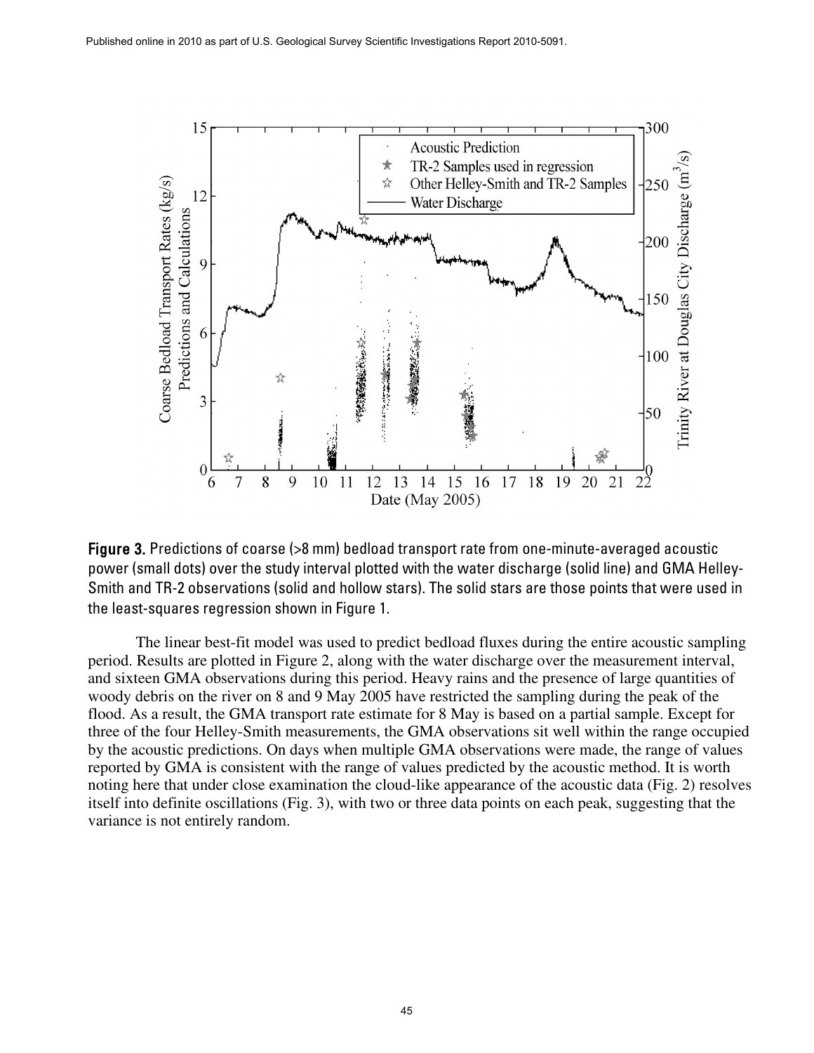**Figure 3.** Predictions of coarse (>8 mm) bedload transport rate from one-minute-averaged acoustic power (small dots) over the study interval plotted with the water discharge (solid line) and GMA Helley-Smith and TR-2 observations (solid and hollow stars). The solid stars are those points that were used in the least-squares regression shown in Figure 1.

The linear best-fit model was used to predict bedload fluxes during the entire acoustic sampling period. Results are plotted in Figure 2, along with the water discharge over the measurement interval, and sixteen GMA observations during this period. Heavy rains and the presence of large quantities of woody debris on the river on 8 and 9 May 2005 have restricted the sampling during the peak of the flood. As a result, the GMA transport rate estimate for 8 May is based on a partial sample. Except for three of the four Helley-Smith measurements, the GMA observations sit well within the range occupied by the acoustic predictions. On days when multiple GMA observations were made, the range of values reported by GMA is consistent with the range of values predicted by the acoustic method. It is worth noting here that under close examination the cloud-like appearance of the acoustic data (Fig. 2) resolves itself into definite oscillations (Fig. 3), with two or three data points on each peak, suggesting that the variance is not entirely random.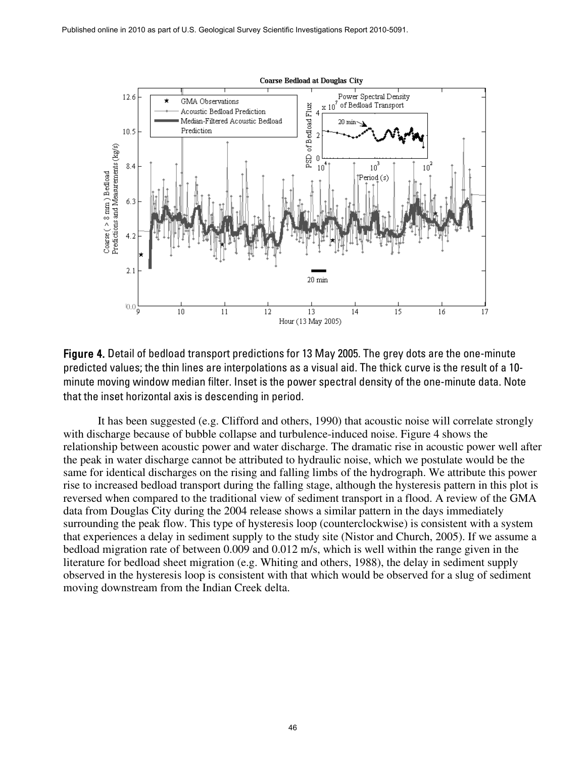**Figure 4.** Detail of bedload transport predictions for 13 May 2005. The grey dots are the one-minute predicted values; the thin lines are interpolations as a visual aid. The thick curve is the result of a 10-minute moving window median filter. Inset is the power spectral density of the one-minute data. Note that the inset horizontal axis is descending in period.

It has been suggested (e.g. Clifford and others, 1990) that acoustic noise will correlate strongly with discharge because of bubble collapse and turbulence-induced noise. Figure 4 shows the relationship between acoustic power and water discharge. The dramatic rise in acoustic power well after the peak in water discharge cannot be attributed to hydraulic noise, which we postulate would be the same for identical discharges on the rising and falling limbs of the hydrograph. We attribute this power rise to increased bedload transport during the falling stage, although the hysteresis pattern in this plot is reversed when compared to the traditional view of sediment transport in a flood. A review of the GMA data from Douglas City during the 2004 release shows a similar pattern in the days immediately surrounding the peak flow. This type of hysteresis loop (counterclockwise) is consistent with a system that experiences a delay in sediment supply to the study site (Nistor and Church, 2005). If we assume a bedload migration rate of between 0.009 and 0.012 m/s, which is well within the range given in the literature for bedload sheet migration (e.g. Whiting and others, 1988), the delay in sediment supply observed in the hysteresis loop is consistent with that which would be observed for a slug of sediment moving downstream from the Indian Creek delta.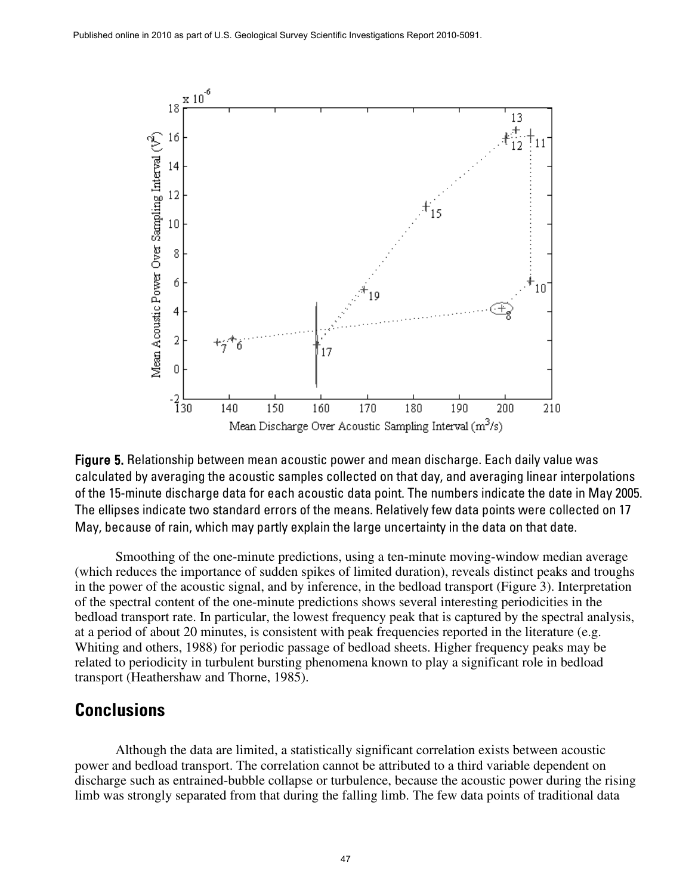**Figure 5.** Relationship between mean acoustic power and mean discharge. Each daily value was calculated by averaging the acoustic samples collected on that day, and averaging linear interpolations of the 15-minute discharge data for each acoustic data point. The numbers indicate the date in May 2005. The ellipses indicate two standard errors of the means. Relatively few data points were collected on 17 May, because of rain, which may partly explain the large uncertainty in the data on that date.

Smoothing of the one-minute predictions, using a ten-minute moving-window median average (which reduces the importance of sudden spikes of limited duration), reveals distinct peaks and troughs in the power of the acoustic signal, and by inference, in the bedload transport (Figure 3). Interpretation of the spectral content of the one-minute predictions shows several interesting periodicities in the bedload transport rate. In particular, the lowest frequency peak that is captured by the spectral analysis, at a period of about 20 minutes, is consistent with peak frequencies reported in the literature (e.g. Whiting and others, 1988) for periodic passage of bedload sheets. Higher frequency peaks may be related to periodicity in turbulent bursting phenomena known to play a significant role in bedload transport (Heathershaw and Thorne, 1985).

## Conclusions

Although the data are limited, a statistically significant correlation exists between acoustic power and bedload transport. The correlation cannot be attributed to a third variable dependent on discharge such as entrained-bubble collapse or turbulence, because the acoustic power during the rising limb was strongly separated from that during the falling limb. The few data points of traditional data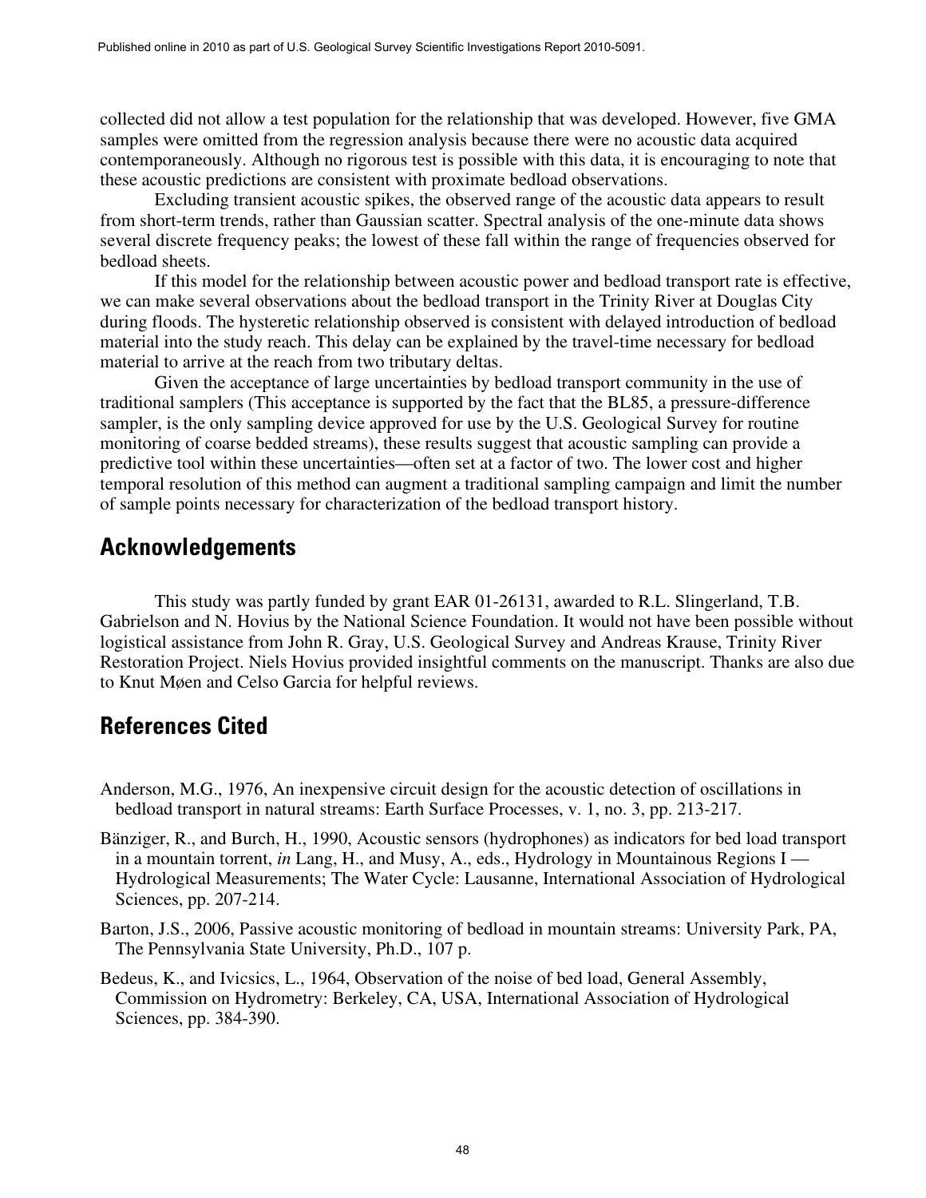collected did not allow a test population for the relationship that was developed. However, five GMA samples were omitted from the regression analysis because there were no acoustic data acquired contemporaneously. Although no rigorous test is possible with this data, it is encouraging to note that these acoustic predictions are consistent with proximate bedload observations.

Excluding transient acoustic spikes, the observed range of the acoustic data appears to result from short-term trends, rather than Gaussian scatter. Spectral analysis of the one-minute data shows several discrete frequency peaks; the lowest of these fall within the range of frequencies observed for bedload sheets.

If this model for the relationship between acoustic power and bedload transport rate is effective, we can make several observations about the bedload transport in the Trinity River at Douglas City during floods. The hysteretic relationship observed is consistent with delayed introduction of bedload material into the study reach. This delay can be explained by the travel-time necessary for bedload material to arrive at the reach from two tributary deltas.

Given the acceptance of large uncertainties by bedload transport community in the use of traditional samplers (This acceptance is supported by the fact that the BL85, a pressure-difference sampler, is the only sampling device approved for use by the U.S. Geological Survey for routine monitoring of coarse bedded streams), these results suggest that acoustic sampling can provide a predictive tool within these uncertainties—often set at a factor of two. The lower cost and higher temporal resolution of this method can augment a traditional sampling campaign and limit the number of sample points necessary for characterization of the bedload transport history.

## Acknowledgements

This study was partly funded by grant EAR 01-26131, awarded to R.L. Slingerland, T.B. Gabrielson and N. Hovius by the National Science Foundation. It would not have been possible without logistical assistance from John R. Gray, U.S. Geological Survey and Andreas Krause, Trinity River Restoration Project. Niels Hovius provided insightful comments on the manuscript. Thanks are also due to Knut Møen and Celso Garcia for helpful reviews.

## References Cited

Anderson, M.G., 1976, An inexpensive circuit design for the acoustic detection of oscillations in bedload transport in natural streams: Earth Surface Processes, v. 1, no. 3, pp. 213-217.

Bänziger, R., and Burch, H., 1990, Acoustic sensors (hydrophones) as indicators for bed load transport in a mountain torrent, *in* Lang, H., and Musy, A., eds., Hydrology in Mountainous Regions I — Hydrological Measurements; The Water Cycle: Lausanne, International Association of Hydrological Sciences, pp. 207-214.

Barton, J.S., 2006, Passive acoustic monitoring of bedload in mountain streams: University Park, PA, The Pennsylvania State University, Ph.D., 107 p.

Bedeus, K., and Ivicsics, L., 1964, Observation of the noise of bed load, General Assembly, Commission on Hydrometry: Berkeley, CA, USA, International Association of Hydrological Sciences, pp. 384-390.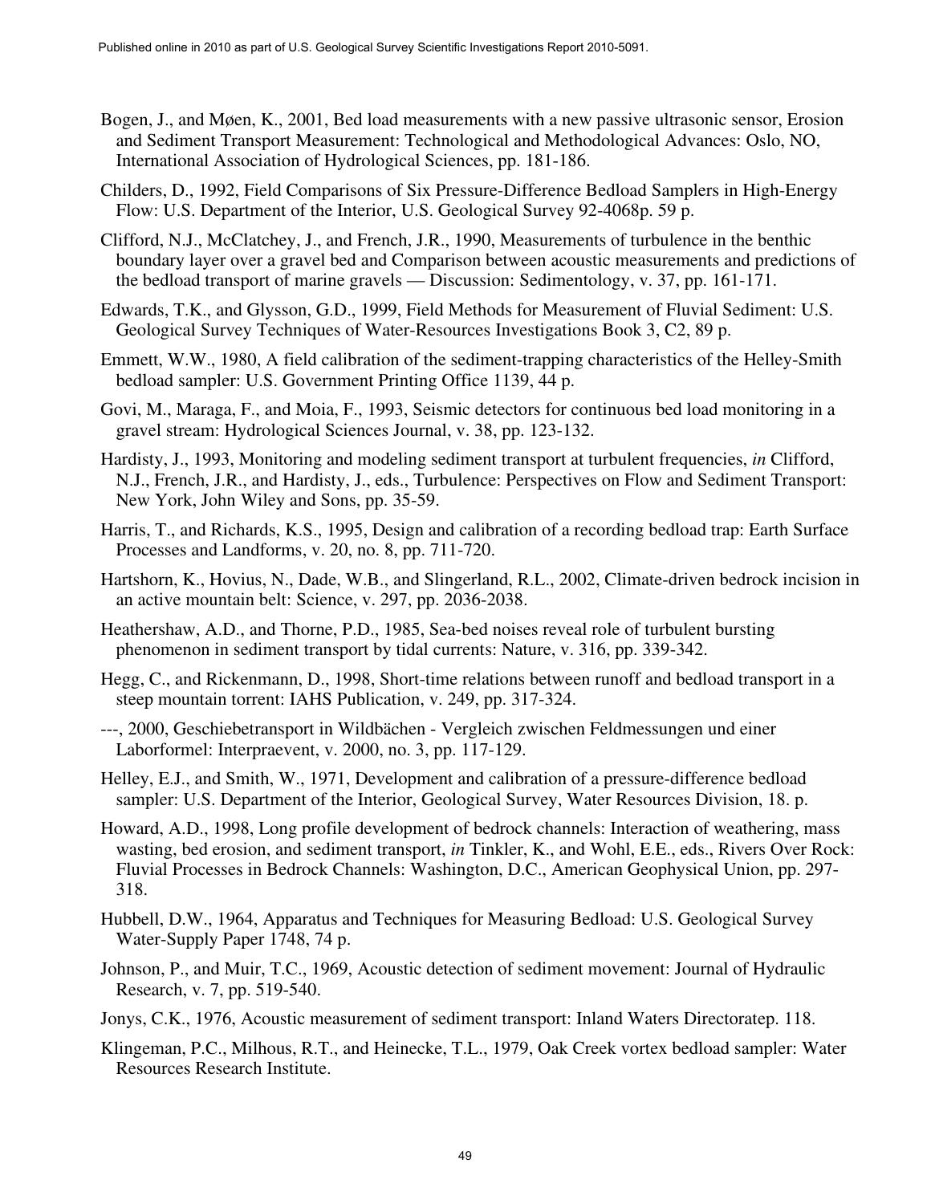Bogen, J., and Møen, K., 2001, Bed load measurements with a new passive ultrasonic sensor, Erosion and Sediment Transport Measurement: Technological and Methodological Advances: Oslo, NO, International Association of Hydrological Sciences, pp. 181-186.

Childers, D., 1992, Field Comparisons of Six Pressure-Difference Bedload Samplers in High-Energy Flow: U.S. Department of the Interior, U.S. Geological Survey 92-4068p. 59 p.

Clifford, N.J., McClatchey, J., and French, J.R., 1990, Measurements of turbulence in the benthic boundary layer over a gravel bed and Comparison between acoustic measurements and predictions of the bedload transport of marine gravels — Discussion: Sedimentology, v. 37, pp. 161-171.

Edwards, T.K., and Glysson, G.D., 1999, Field Methods for Measurement of Fluvial Sediment: U.S. Geological Survey Techniques of Water-Resources Investigations Book 3, C2, 89 p.

Emmett, W.W., 1980, A field calibration of the sediment-trapping characteristics of the Helley-Smith bedload sampler: U.S. Government Printing Office 1139, 44 p.

Govi, M., Maraga, F., and Moia, F., 1993, Seismic detectors for continuous bed load monitoring in a gravel stream: Hydrological Sciences Journal, v. 38, pp. 123-132.

Hardisty, J., 1993, Monitoring and modeling sediment transport at turbulent frequencies, *in* Clifford, N.J., French, J.R., and Hardisty, J., eds., Turbulence: Perspectives on Flow and Sediment Transport: New York, John Wiley and Sons, pp. 35-59.

Harris, T., and Richards, K.S., 1995, Design and calibration of a recording bedload trap: Earth Surface Processes and Landforms, v. 20, no. 8, pp. 711-720.

Hartshorn, K., Hovius, N., Dade, W.B., and Slingerland, R.L., 2002, Climate-driven bedrock incision in an active mountain belt: Science, v. 297, pp. 2036-2038.

Heathershaw, A.D., and Thorne, P.D., 1985, Sea-bed noises reveal role of turbulent bursting phenomenon in sediment transport by tidal currents: Nature, v. 316, pp. 339-342.

Hegg, C., and Rickenmann, D., 1998, Short-time relations between runoff and bedload transport in a steep mountain torrent: IAHS Publication, v. 249, pp. 317-324.

---, 2000, Geschiebetransport in Wildbächen - Vergleich zwischen Feldmessungen und einer Laborformel: Interpraevent, v. 2000, no. 3, pp. 117-129.

Helley, E.J., and Smith, W., 1971, Development and calibration of a pressure-difference bedload sampler: U.S. Department of the Interior, Geological Survey, Water Resources Division, 18. p.

Howard, A.D., 1998, Long profile development of bedrock channels: Interaction of weathering, mass wasting, bed erosion, and sediment transport, *in* Tinkler, K., and Wohl, E.E., eds., Rivers Over Rock: Fluvial Processes in Bedrock Channels: Washington, D.C., American Geophysical Union, pp. 297-318.

Hubbell, D.W., 1964, Apparatus and Techniques for Measuring Bedload: U.S. Geological Survey Water-Supply Paper 1748, 74 p.

Johnson, P., and Muir, T.C., 1969, Acoustic detection of sediment movement: Journal of Hydraulic Research, v. 7, pp. 519-540.

Jonys, C.K., 1976, Acoustic measurement of sediment transport: Inland Waters Directoratep. 118.

Klingeman, P.C., Milhous, R.T., and Heinecke, T.L., 1979, Oak Creek vortex bedload sampler: Water Resources Research Institute.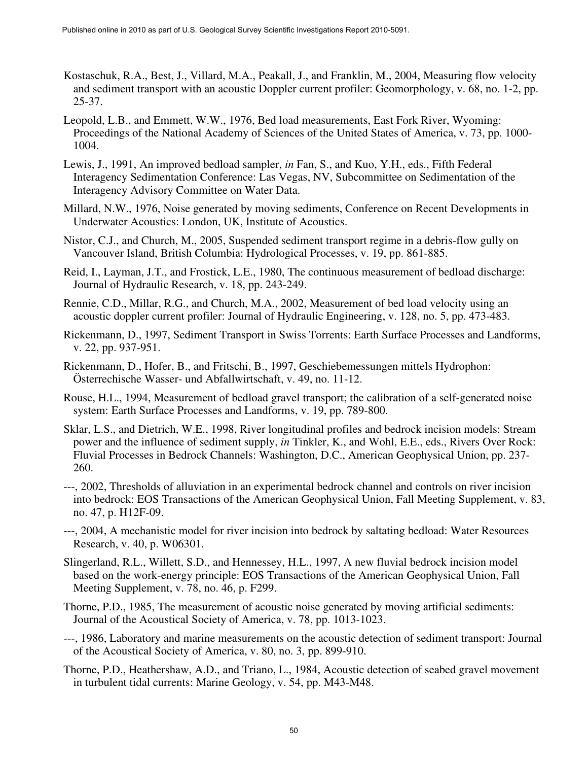Kostaschuk, R.A., Best, J., Villard, M.A., Peakall, J., and Franklin, M., 2004, Measuring flow velocity and sediment transport with an acoustic Doppler current profiler: Geomorphology, v. 68, no. 1-2, pp. 25-37.

Leopold, L.B., and Emmett, W.W., 1976, Bed load measurements, East Fork River, Wyoming: Proceedings of the National Academy of Sciences of the United States of America, v. 73, pp. 1000-1004.

Lewis, J., 1991, An improved bedload sampler, *in* Fan, S., and Kuo, Y.H., eds., Fifth Federal Interagency Sedimentation Conference: Las Vegas, NV, Subcommittee on Sedimentation of the Interagency Advisory Committee on Water Data.

Millard, N.W., 1976, Noise generated by moving sediments, Conference on Recent Developments in Underwater Acoustics: London, UK, Institute of Acoustics.

Nistor, C.J., and Church, M., 2005, Suspended sediment transport regime in a debris-flow gully on Vancouver Island, British Columbia: Hydrological Processes, v. 19, pp. 861-885.

Reid, I., Layman, J.T., and Frostick, L.E., 1980, The continuous measurement of bedload discharge: Journal of Hydraulic Research, v. 18, pp. 243-249.

Rennie, C.D., Millar, R.G., and Church, M.A., 2002, Measurement of bed load velocity using an acoustic doppler current profiler: Journal of Hydraulic Engineering, v. 128, no. 5, pp. 473-483.

Rickenmann, D., 1997, Sediment Transport in Swiss Torrents: Earth Surface Processes and Landforms, v. 22, pp. 937-951.

Rickenmann, D., Hofer, B., and Fritschi, B., 1997, Geschiebemessungen mittels Hydrophon: Österrechische Wasser- und Abfallwirtschaft, v. 49, no. 11-12.

Rouse, H.L., 1994, Measurement of bedload gravel transport; the calibration of a self-generated noise system: Earth Surface Processes and Landforms, v. 19, pp. 789-800.

Sklar, L.S., and Dietrich, W.E., 1998, River longitudinal profiles and bedrock incision models: Stream power and the influence of sediment supply, *in* Tinkler, K., and Wohl, E.E., eds., Rivers Over Rock: Fluvial Processes in Bedrock Channels: Washington, D.C., American Geophysical Union, pp. 237-260.

---, 2002, Thresholds of alluviation in an experimental bedrock channel and controls on river incision into bedrock: EOS Transactions of the American Geophysical Union, Fall Meeting Supplement, v. 83, no. 47, p. H12F-09.

---, 2004, A mechanistic model for river incision into bedrock by saltating bedload: Water Resources Research, v. 40, p. W06301.

Slingerland, R.L., Willett, S.D., and Hennessey, H.L., 1997, A new fluvial bedrock incision model based on the work-energy principle: EOS Transactions of the American Geophysical Union, Fall Meeting Supplement, v. 78, no. 46, p. F299.

Thorne, P.D., 1985, The measurement of acoustic noise generated by moving artificial sediments: Journal of the Acoustical Society of America, v. 78, pp. 1013-1023.

---, 1986, Laboratory and marine measurements on the acoustic detection of sediment transport: Journal of the Acoustical Society of America, v. 80, no. 3, pp. 899-910.

Thorne, P.D., Heathershaw, A.D., and Triano, L., 1984, Acoustic detection of seabed gravel movement in turbulent tidal currents: Marine Geology, v. 54, pp. M43-M48.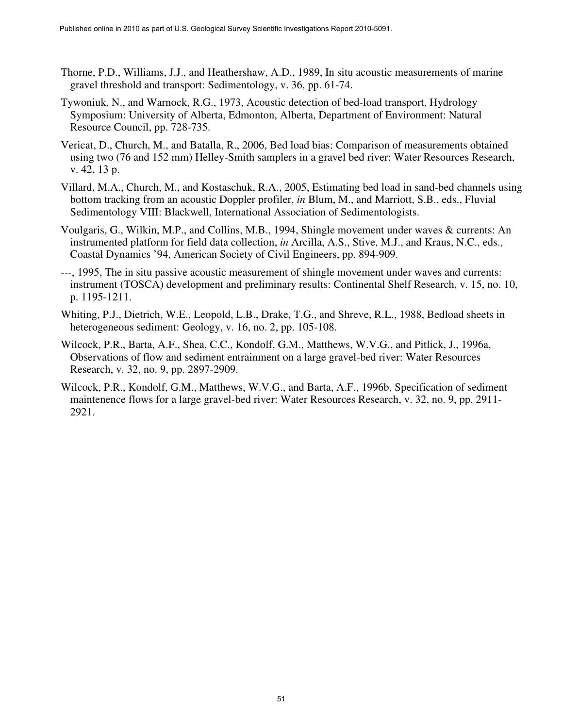Thorne, P.D., Williams, J.J., and Heathershaw, A.D., 1989, In situ acoustic measurements of marine gravel threshold and transport: Sedimentology, v. 36, pp. 61-74.

Tywoniuk, N., and Warnock, R.G., 1973, Acoustic detection of bed-load transport, Hydrology Symposium: University of Alberta, Edmonton, Alberta, Department of Environment: Natural Resource Council, pp. 728-735.

Vericat, D., Church, M., and Batalla, R., 2006, Bed load bias: Comparison of measurements obtained using two (76 and 152 mm) Helley-Smith samplers in a gravel bed river: Water Resources Research, v. 42, 13 p.

Villard, M.A., Church, M., and Kostaschuk, R.A., 2005, Estimating bed load in sand-bed channels using bottom tracking from an acoustic Doppler profiler, *in* Blum, M., and Marriott, S.B., eds., Fluvial Sedimentology VIII: Blackwell, International Association of Sedimentologists.

Voulgaris, G., Wilkin, M.P., and Collins, M.B., 1994, Shingle movement under waves & currents: An instrumented platform for field data collection, *in* Arcilla, A.S., Stive, M.J., and Kraus, N.C., eds., Coastal Dynamics '94, American Society of Civil Engineers, pp. 894-909.

---, 1995, The in situ passive acoustic measurement of shingle movement under waves and currents: instrument (TOSCA) development and preliminary results: Continental Shelf Research, v. 15, no. 10, p. 1195-1211.

Whiting, P.J., Dietrich, W.E., Leopold, L.B., Drake, T.G., and Shreve, R.L., 1988, Bedload sheets in heterogeneous sediment: Geology, v. 16, no. 2, pp. 105-108.

Wilcock, P.R., Barta, A.F., Shea, C.C., Kondolf, G.M., Matthews, W.V.G., and Pitlick, J., 1996a, Observations of flow and sediment entrainment on a large gravel-bed river: Water Resources Research, v. 32, no. 9, pp. 2897-2909.

Wilcock, P.R., Kondolf, G.M., Matthews, W.V.G., and Barta, A.F., 1996b, Specification of sediment maintenence flows for a large gravel-bed river: Water Resources Research, v. 32, no. 9, pp. 2911-2921.